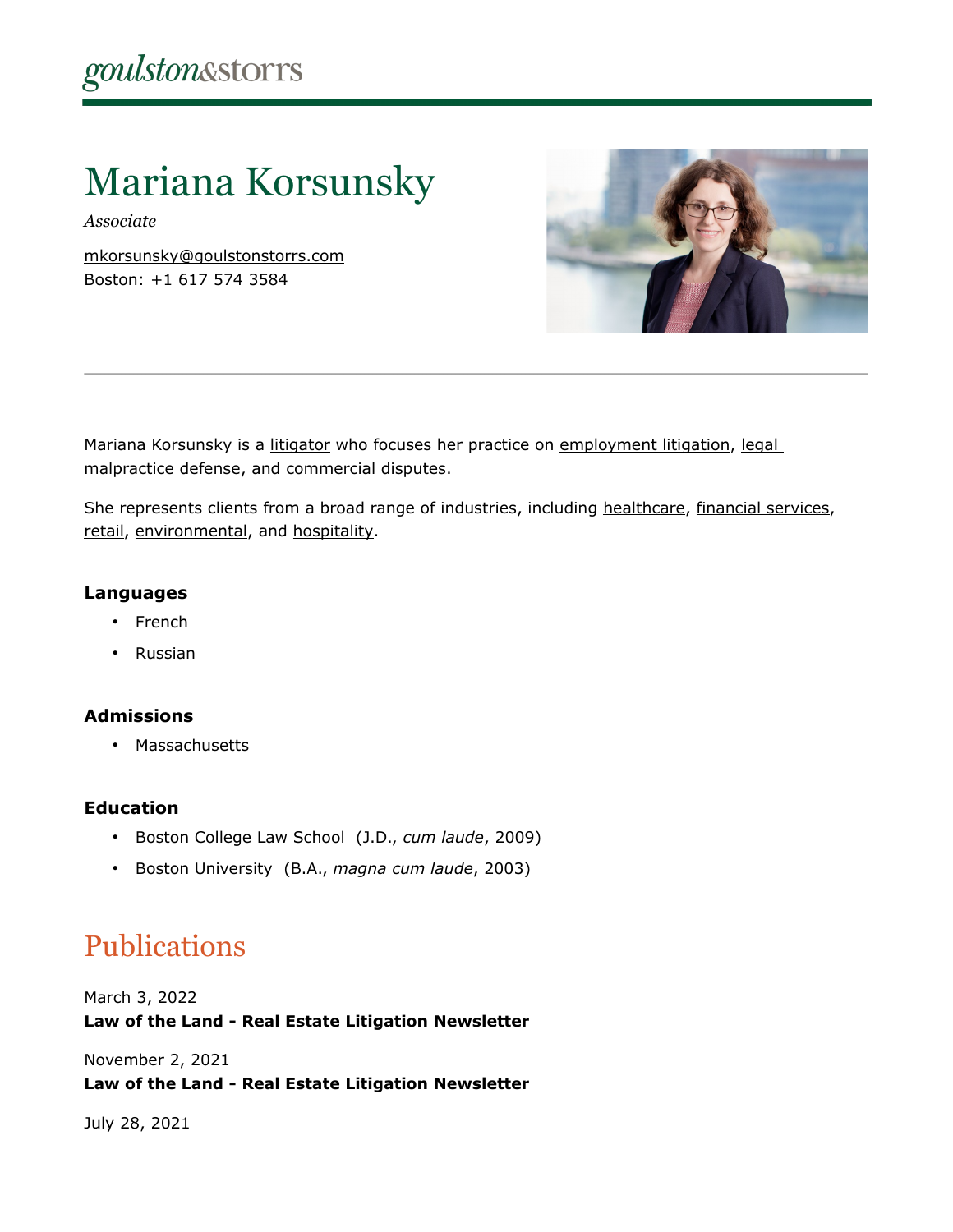goulston&storrs

# Mariana Korsunsky

*Associate*

mkorsunsky@goulstonstorrs.com
Boston: +1 617 574 3584

---

Mariana Korsunsky is a litigator who focuses her practice on employment litigation, legal malpractice defense, and commercial disputes.

She represents clients from a broad range of industries, including healthcare, financial services, retail, environmental, and hospitality.

### Languages

- French
- Russian

### Admissions

- Massachusetts

### Education

- Boston College Law School (J.D., *cum laude*, 2009)
- Boston University (B.A., *magna cum laude*, 2003)

## Publications

March 3, 2022
**Law of the Land - Real Estate Litigation Newsletter**

November 2, 2021
**Law of the Land - Real Estate Litigation Newsletter**

July 28, 2021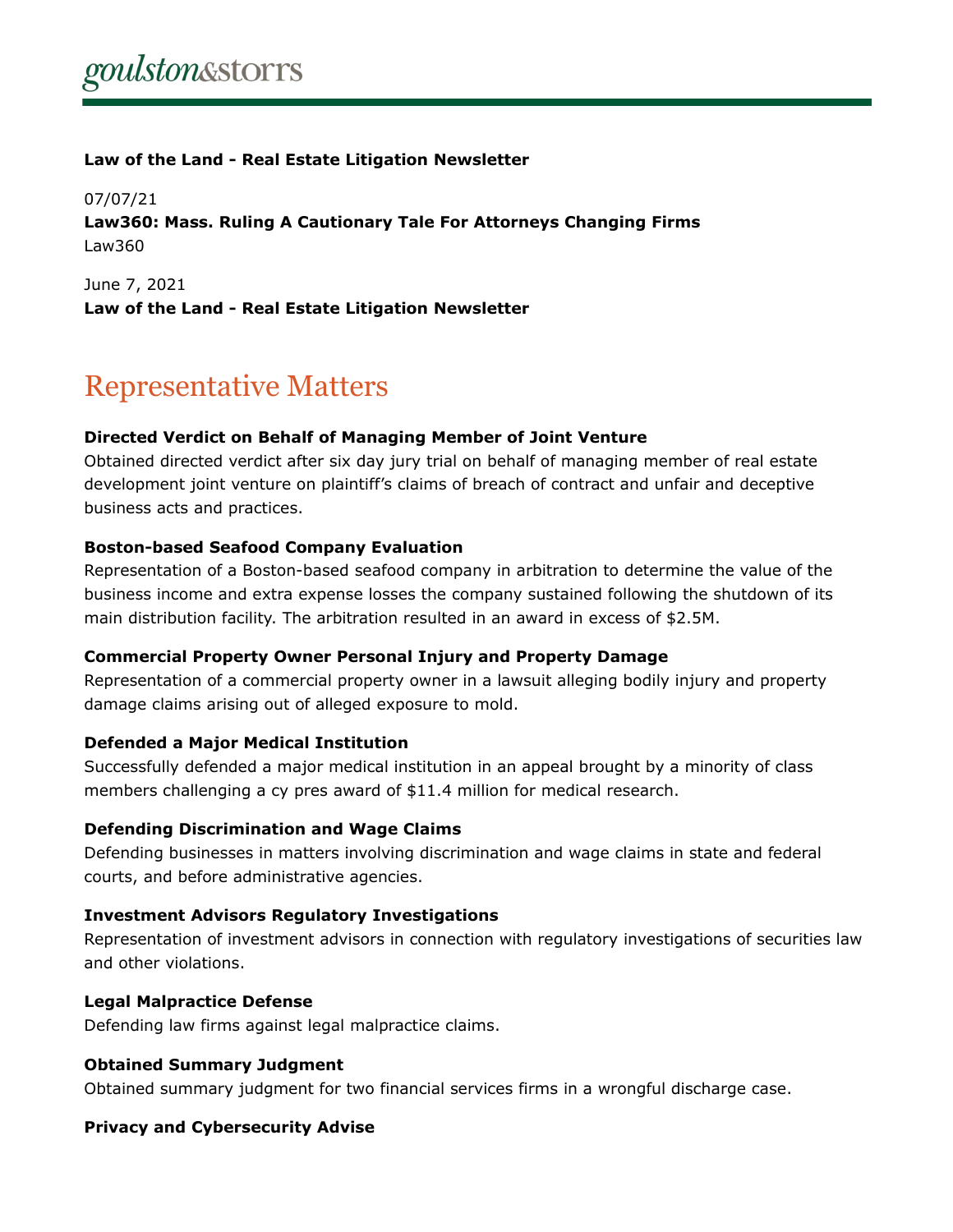**Law of the Land - Real Estate Litigation Newsletter**

07/07/21
**Law360: Mass. Ruling A Cautionary Tale For Attorneys Changing Firms**
Law360

June 7, 2021
**Law of the Land - Real Estate Litigation Newsletter**

## Representative Matters

**Directed Verdict on Behalf of Managing Member of Joint Venture**
Obtained directed verdict after six day jury trial on behalf of managing member of real estate development joint venture on plaintiff's claims of breach of contract and unfair and deceptive business acts and practices.

**Boston-based Seafood Company Evaluation**
Representation of a Boston-based seafood company in arbitration to determine the value of the business income and extra expense losses the company sustained following the shutdown of its main distribution facility. The arbitration resulted in an award in excess of $2.5M.

**Commercial Property Owner Personal Injury and Property Damage**
Representation of a commercial property owner in a lawsuit alleging bodily injury and property damage claims arising out of alleged exposure to mold.

**Defended a Major Medical Institution**
Successfully defended a major medical institution in an appeal brought by a minority of class members challenging a cy pres award of $11.4 million for medical research.

**Defending Discrimination and Wage Claims**
Defending businesses in matters involving discrimination and wage claims in state and federal courts, and before administrative agencies.

**Investment Advisors Regulatory Investigations**
Representation of investment advisors in connection with regulatory investigations of securities law and other violations.

**Legal Malpractice Defense**
Defending law firms against legal malpractice claims.

**Obtained Summary Judgment**
Obtained summary judgment for two financial services firms in a wrongful discharge case.

**Privacy and Cybersecurity Advise**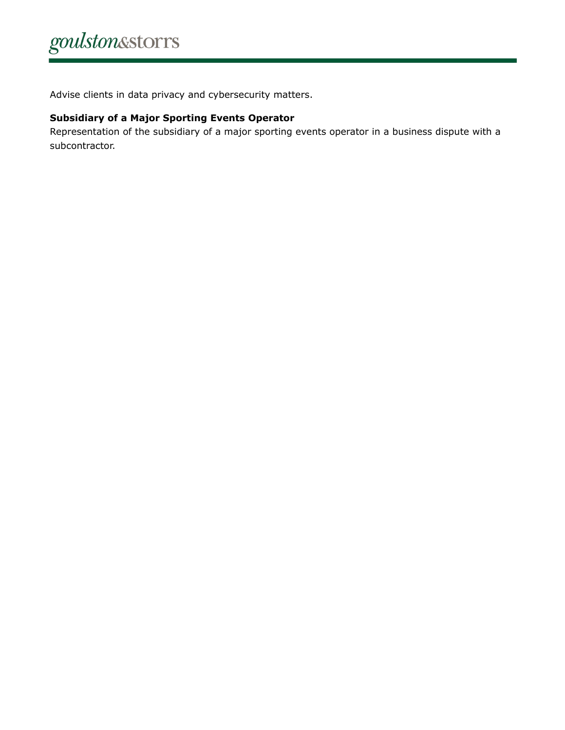Advise clients in data privacy and cybersecurity matters.

**Subsidiary of a Major Sporting Events Operator**

Representation of the subsidiary of a major sporting events operator in a business dispute with a subcontractor.